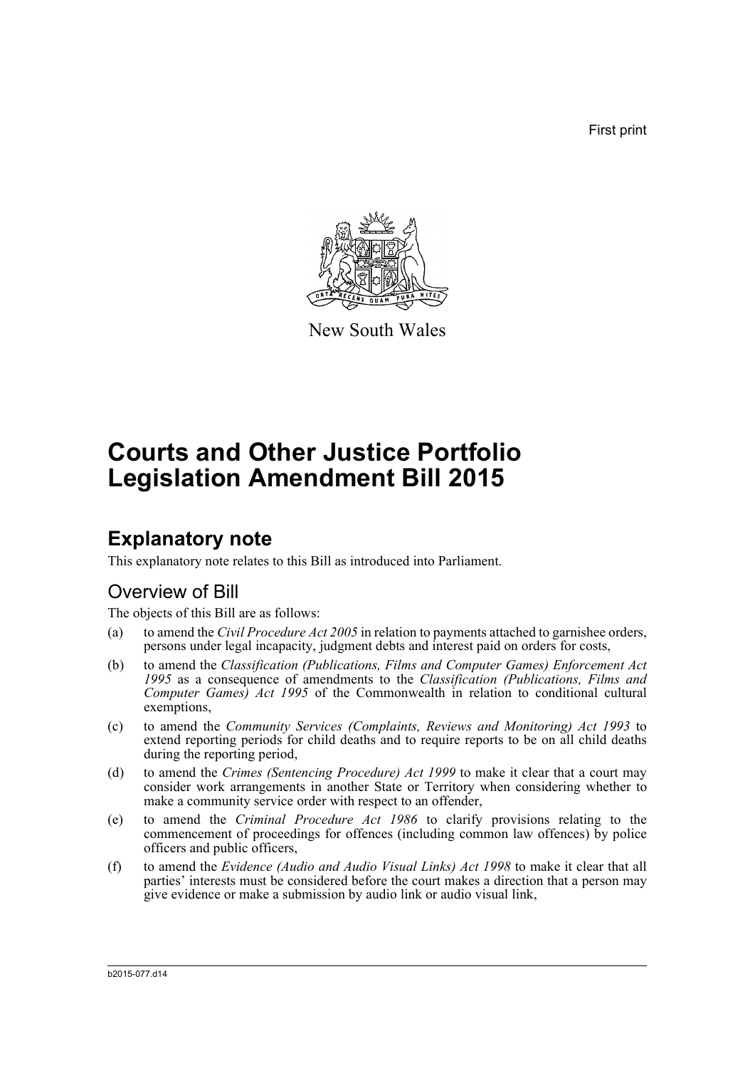First print

New South Wales

# Courts and Other Justice Portfolio Legislation Amendment Bill 2015

## Explanatory note

This explanatory note relates to this Bill as introduced into Parliament.

### Overview of Bill

The objects of this Bill are as follows:

(a) to amend the *Civil Procedure Act 2005* in relation to payments attached to garnishee orders, persons under legal incapacity, judgment debts and interest paid on orders for costs,

(b) to amend the *Classification (Publications, Films and Computer Games) Enforcement Act 1995* as a consequence of amendments to the *Classification (Publications, Films and Computer Games) Act 1995* of the Commonwealth in relation to conditional cultural exemptions,

(c) to amend the *Community Services (Complaints, Reviews and Monitoring) Act 1993* to extend reporting periods for child deaths and to require reports to be on all child deaths during the reporting period,

(d) to amend the *Crimes (Sentencing Procedure) Act 1999* to make it clear that a court may consider work arrangements in another State or Territory when considering whether to make a community service order with respect to an offender,

(e) to amend the *Criminal Procedure Act 1986* to clarify provisions relating to the commencement of proceedings for offences (including common law offences) by police officers and public officers,

(f) to amend the *Evidence (Audio and Audio Visual Links) Act 1998* to make it clear that all parties' interests must be considered before the court makes a direction that a person may give evidence or make a submission by audio link or audio visual link,

b2015-077.d14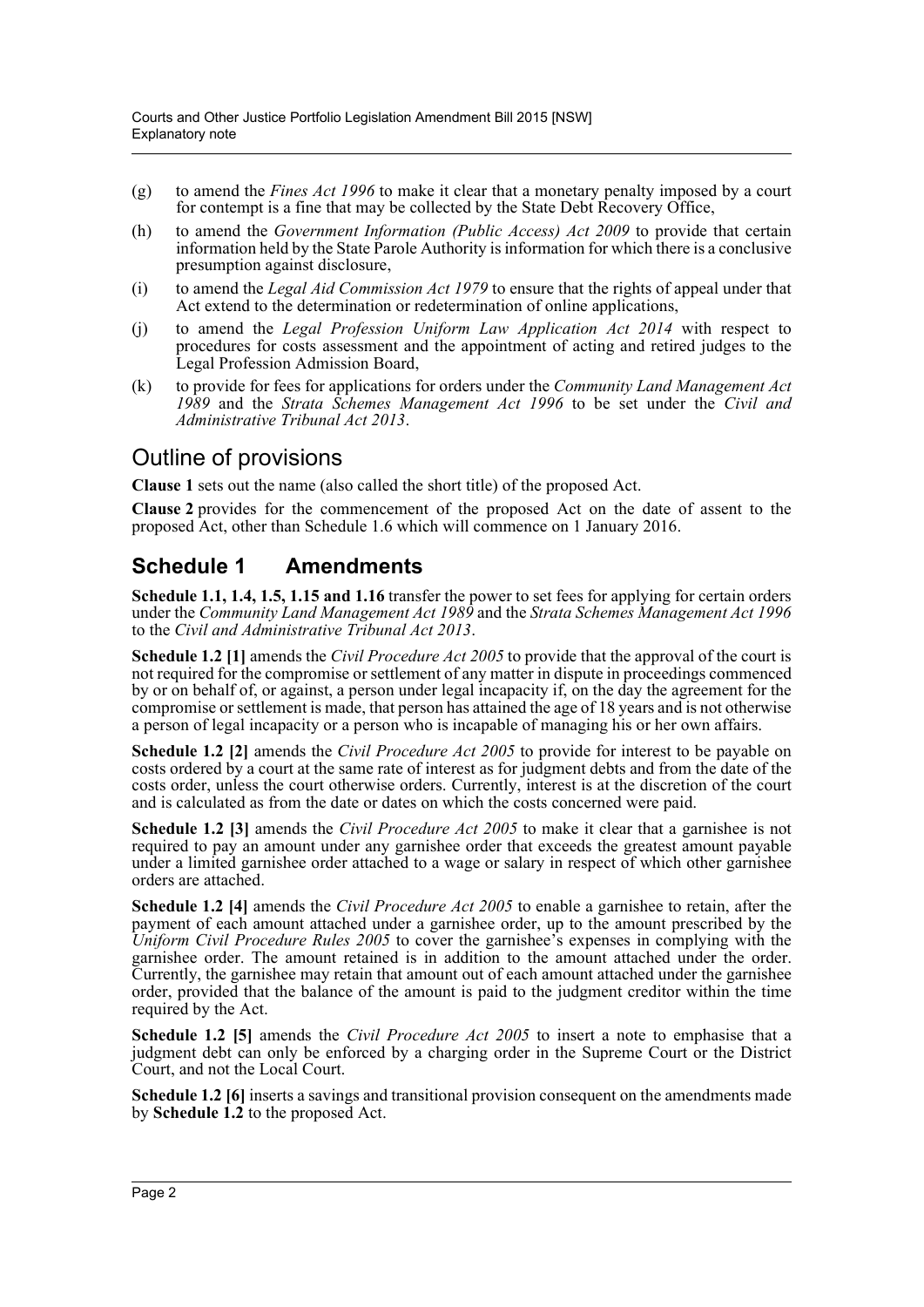(g) to amend the *Fines Act 1996* to make it clear that a monetary penalty imposed by a court for contempt is a fine that may be collected by the State Debt Recovery Office,

(h) to amend the *Government Information (Public Access) Act 2009* to provide that certain information held by the State Parole Authority is information for which there is a conclusive presumption against disclosure,

(i) to amend the *Legal Aid Commission Act 1979* to ensure that the rights of appeal under that Act extend to the determination or redetermination of online applications,

(j) to amend the *Legal Profession Uniform Law Application Act 2014* with respect to procedures for costs assessment and the appointment of acting and retired judges to the Legal Profession Admission Board,

(k) to provide for fees for applications for orders under the *Community Land Management Act 1989* and the *Strata Schemes Management Act 1996* to be set under the *Civil and Administrative Tribunal Act 2013*.

## Outline of provisions

**Clause 1** sets out the name (also called the short title) of the proposed Act.

**Clause 2** provides for the commencement of the proposed Act on the date of assent to the proposed Act, other than Schedule 1.6 which will commence on 1 January 2016.

## Schedule 1 Amendments

**Schedule 1.1, 1.4, 1.5, 1.15 and 1.16** transfer the power to set fees for applying for certain orders under the *Community Land Management Act 1989* and the *Strata Schemes Management Act 1996* to the *Civil and Administrative Tribunal Act 2013*.

**Schedule 1.2 [1]** amends the *Civil Procedure Act 2005* to provide that the approval of the court is not required for the compromise or settlement of any matter in dispute in proceedings commenced by or on behalf of, or against, a person under legal incapacity if, on the day the agreement for the compromise or settlement is made, that person has attained the age of 18 years and is not otherwise a person of legal incapacity or a person who is incapable of managing his or her own affairs.

**Schedule 1.2 [2]** amends the *Civil Procedure Act 2005* to provide for interest to be payable on costs ordered by a court at the same rate of interest as for judgment debts and from the date of the costs order, unless the court otherwise orders. Currently, interest is at the discretion of the court and is calculated as from the date or dates on which the costs concerned were paid.

**Schedule 1.2 [3]** amends the *Civil Procedure Act 2005* to make it clear that a garnishee is not required to pay an amount under any garnishee order that exceeds the greatest amount payable under a limited garnishee order attached to a wage or salary in respect of which other garnishee orders are attached.

**Schedule 1.2 [4]** amends the *Civil Procedure Act 2005* to enable a garnishee to retain, after the payment of each amount attached under a garnishee order, up to the amount prescribed by the *Uniform Civil Procedure Rules 2005* to cover the garnishee's expenses in complying with the garnishee order. The amount retained is in addition to the amount attached under the order. Currently, the garnishee may retain that amount out of each amount attached under the garnishee order, provided that the balance of the amount is paid to the judgment creditor within the time required by the Act.

**Schedule 1.2 [5]** amends the *Civil Procedure Act 2005* to insert a note to emphasise that a judgment debt can only be enforced by a charging order in the Supreme Court or the District Court, and not the Local Court.

**Schedule 1.2 [6]** inserts a savings and transitional provision consequent on the amendments made by **Schedule 1.2** to the proposed Act.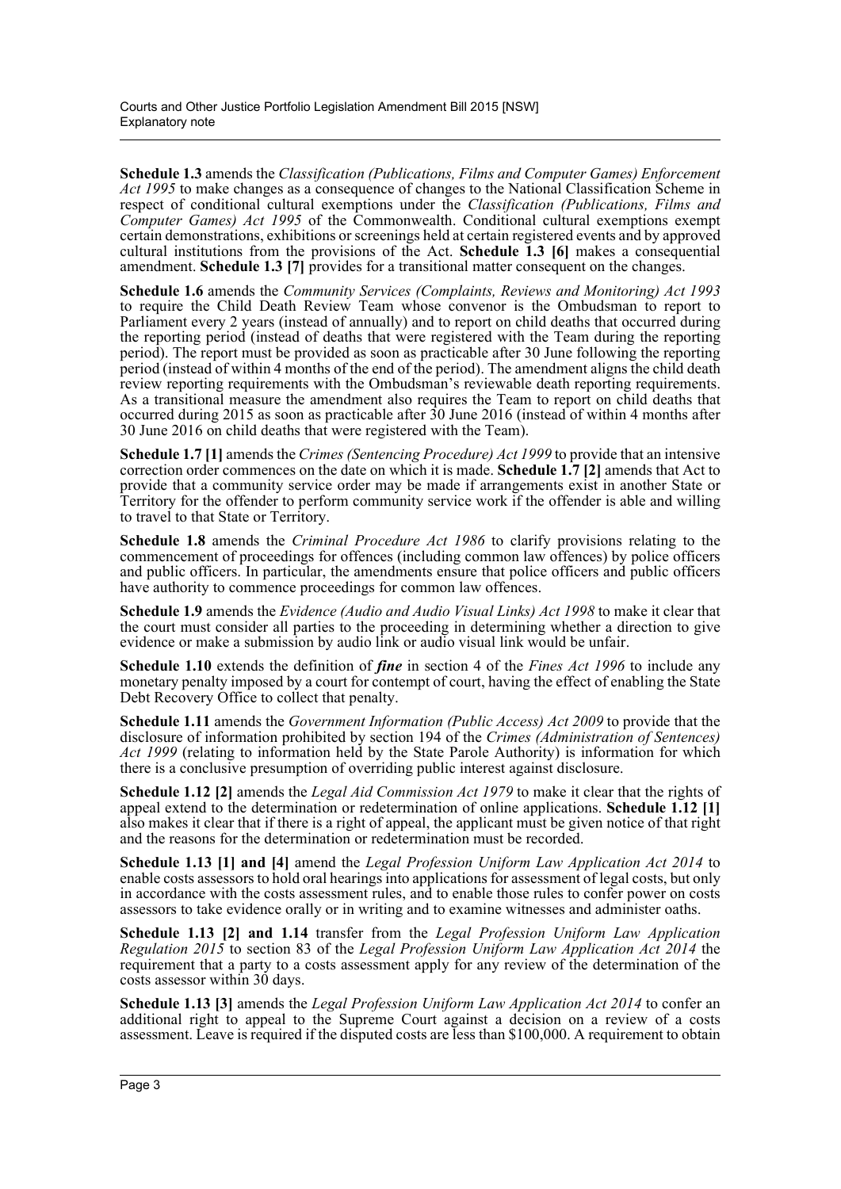**Schedule 1.3** amends the *Classification (Publications, Films and Computer Games) Enforcement Act 1995* to make changes as a consequence of changes to the National Classification Scheme in respect of conditional cultural exemptions under the *Classification (Publications, Films and Computer Games) Act 1995* of the Commonwealth. Conditional cultural exemptions exempt certain demonstrations, exhibitions or screenings held at certain registered events and by approved cultural institutions from the provisions of the Act. **Schedule 1.3 [6]** makes a consequential amendment. **Schedule 1.3 [7]** provides for a transitional matter consequent on the changes.

**Schedule 1.6** amends the *Community Services (Complaints, Reviews and Monitoring) Act 1993* to require the Child Death Review Team whose convenor is the Ombudsman to report to Parliament every 2 years (instead of annually) and to report on child deaths that occurred during the reporting period (instead of deaths that were registered with the Team during the reporting period). The report must be provided as soon as practicable after 30 June following the reporting period (instead of within 4 months of the end of the period). The amendment aligns the child death review reporting requirements with the Ombudsman's reviewable death reporting requirements. As a transitional measure the amendment also requires the Team to report on child deaths that occurred during 2015 as soon as practicable after 30 June 2016 (instead of within 4 months after 30 June 2016 on child deaths that were registered with the Team).

**Schedule 1.7 [1]** amends the *Crimes (Sentencing Procedure) Act 1999* to provide that an intensive correction order commences on the date on which it is made. **Schedule 1.7 [2]** amends that Act to provide that a community service order may be made if arrangements exist in another State or Territory for the offender to perform community service work if the offender is able and willing to travel to that State or Territory.

**Schedule 1.8** amends the *Criminal Procedure Act 1986* to clarify provisions relating to the commencement of proceedings for offences (including common law offences) by police officers and public officers. In particular, the amendments ensure that police officers and public officers have authority to commence proceedings for common law offences.

**Schedule 1.9** amends the *Evidence (Audio and Audio Visual Links) Act 1998* to make it clear that the court must consider all parties to the proceeding in determining whether a direction to give evidence or make a submission by audio link or audio visual link would be unfair.

**Schedule 1.10** extends the definition of ***fine*** in section 4 of the *Fines Act 1996* to include any monetary penalty imposed by a court for contempt of court, having the effect of enabling the State Debt Recovery Office to collect that penalty.

**Schedule 1.11** amends the *Government Information (Public Access) Act 2009* to provide that the disclosure of information prohibited by section 194 of the *Crimes (Administration of Sentences) Act 1999* (relating to information held by the State Parole Authority) is information for which there is a conclusive presumption of overriding public interest against disclosure.

**Schedule 1.12 [2]** amends the *Legal Aid Commission Act 1979* to make it clear that the rights of appeal extend to the determination or redetermination of online applications. **Schedule 1.12 [1]** also makes it clear that if there is a right of appeal, the applicant must be given notice of that right and the reasons for the determination or redetermination must be recorded.

**Schedule 1.13 [1] and [4]** amend the *Legal Profession Uniform Law Application Act 2014* to enable costs assessors to hold oral hearings into applications for assessment of legal costs, but only in accordance with the costs assessment rules, and to enable those rules to confer power on costs assessors to take evidence orally or in writing and to examine witnesses and administer oaths.

**Schedule 1.13 [2] and 1.14** transfer from the *Legal Profession Uniform Law Application Regulation 2015* to section 83 of the *Legal Profession Uniform Law Application Act 2014* the requirement that a party to a costs assessment apply for any review of the determination of the costs assessor within 30 days.

**Schedule 1.13 [3]** amends the *Legal Profession Uniform Law Application Act 2014* to confer an additional right to appeal to the Supreme Court against a decision on a review of a costs assessment. Leave is required if the disputed costs are less than $100,000. A requirement to obtain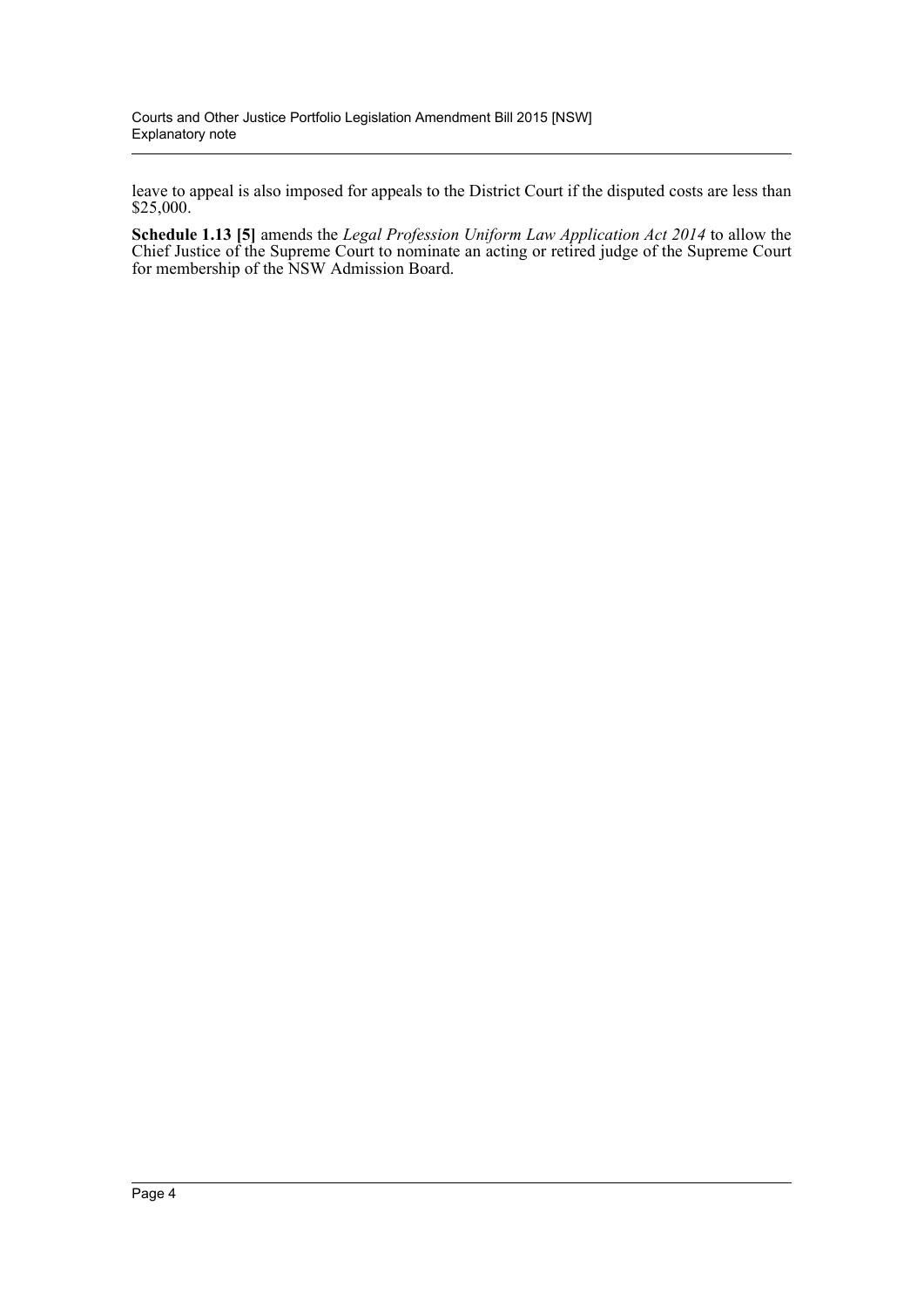leave to appeal is also imposed for appeals to the District Court if the disputed costs are less than $25,000.

**Schedule 1.13 [5]** amends the *Legal Profession Uniform Law Application Act 2014* to allow the Chief Justice of the Supreme Court to nominate an acting or retired judge of the Supreme Court for membership of the NSW Admission Board.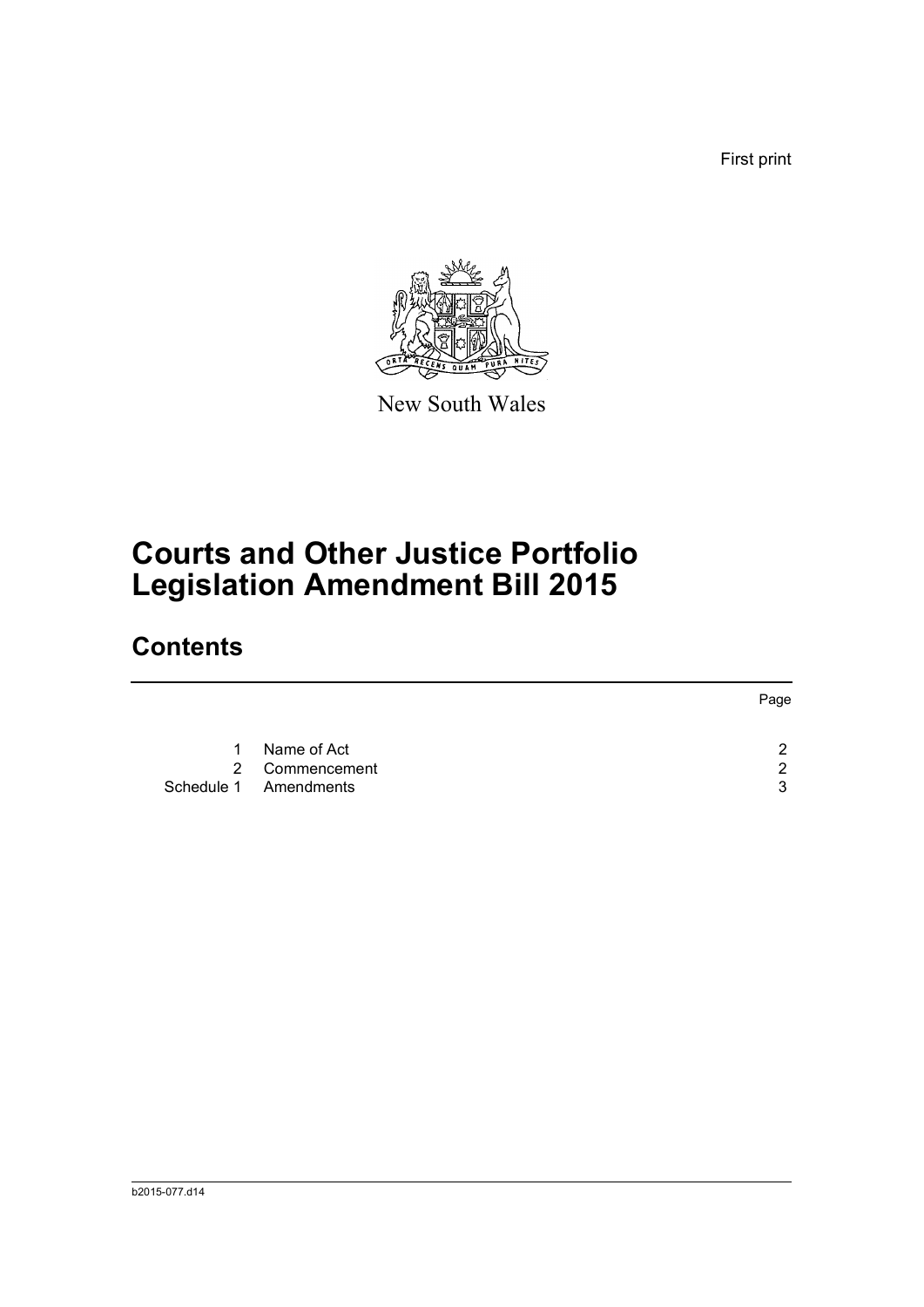First print

New South Wales

# Courts and Other Justice Portfolio Legislation Amendment Bill 2015

## Contents

| | | Page |
|---|---|---|
| 1 | Name of Act | 2 |
| 2 | Commencement | 2 |
| Schedule 1 | Amendments | 3 |

b2015-077.d14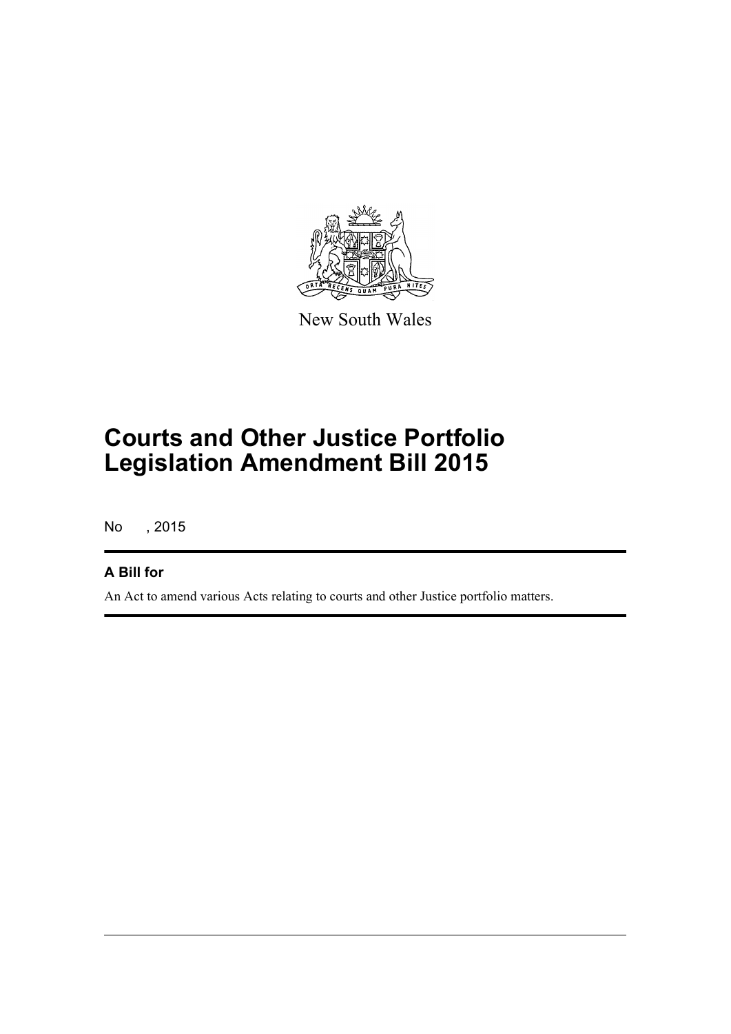New South Wales

# Courts and Other Justice Portfolio Legislation Amendment Bill 2015

No , 2015

## A Bill for

An Act to amend various Acts relating to courts and other Justice portfolio matters.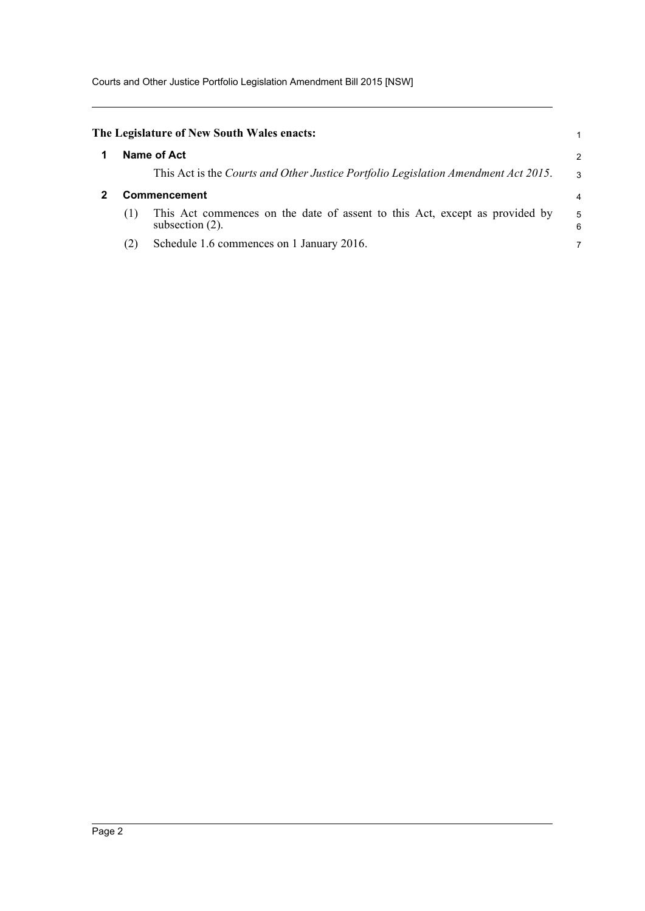**The Legislature of New South Wales enacts:**

## 1 Name of Act

This Act is the *Courts and Other Justice Portfolio Legislation Amendment Act 2015*.

## 2 Commencement

(1) This Act commences on the date of assent to this Act, except as provided by subsection (2).

(2) Schedule 1.6 commences on 1 January 2016.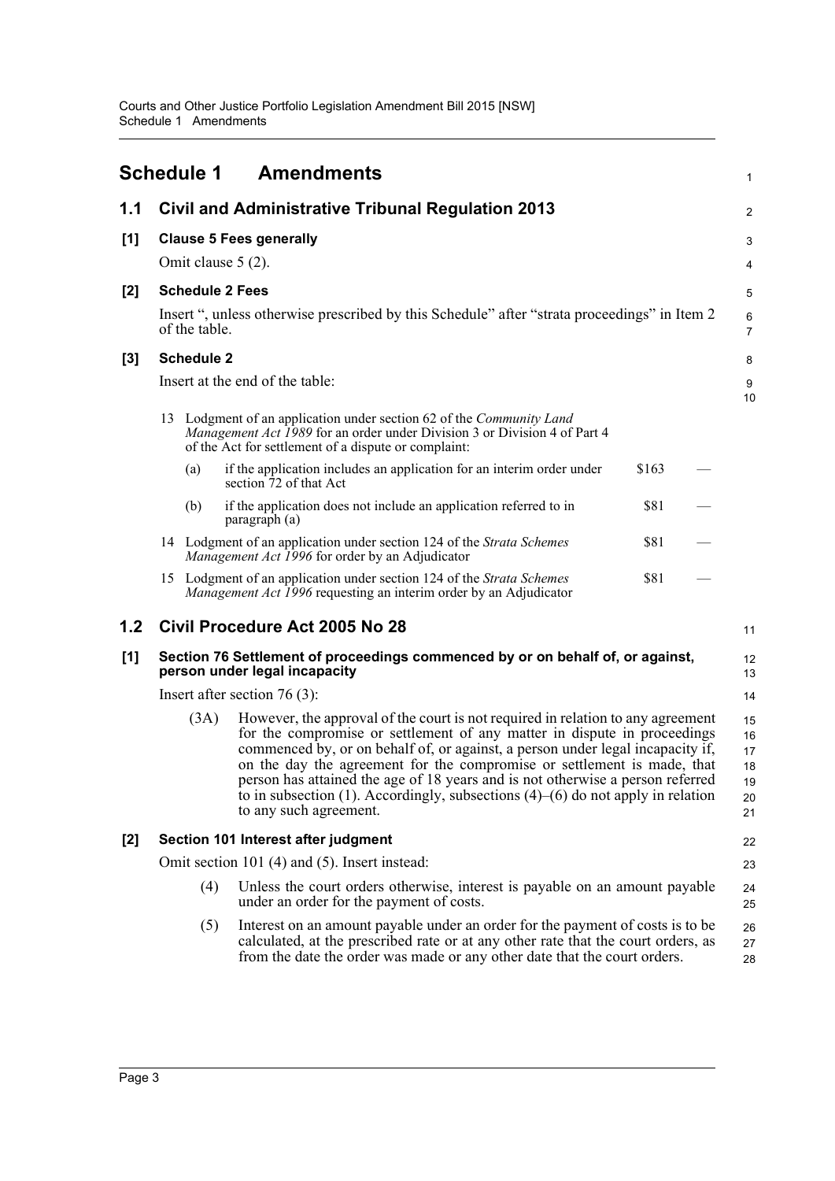# Schedule 1 Amendments

## 1.1 Civil and Administrative Tribunal Regulation 2013

### [1] Clause 5 Fees generally

Omit clause 5 (2).

### [2] Schedule 2 Fees

Insert ", unless otherwise prescribed by this Schedule" after "strata proceedings" in Item 2 of the table.

### [3] Schedule 2

Insert at the end of the table:

| | | | | |
|---|---|---|---|---|
| 13 | Lodgment of an application under section 62 of the *Community Land Management Act 1989* for an order under Division 3 or Division 4 of Part 4 of the Act for settlement of a dispute or complaint: | | | |
| | (a) | if the application includes an application for an interim order under section 72 of that Act | $163 | — |
| | (b) | if the application does not include an application referred to in paragraph (a) | $81 | — |
| 14 | Lodgment of an application under section 124 of the *Strata Schemes Management Act 1996* for order by an Adjudicator | | $81 | — |
| 15 | Lodgment of an application under section 124 of the *Strata Schemes Management Act 1996* requesting an interim order by an Adjudicator | | $81 | — |

## 1.2 Civil Procedure Act 2005 No 28

### [1] Section 76 Settlement of proceedings commenced by or on behalf of, or against, person under legal incapacity

Insert after section 76 (3):

(3A) However, the approval of the court is not required in relation to any agreement for the compromise or settlement of any matter in dispute in proceedings commenced by, or on behalf of, or against, a person under legal incapacity if, on the day the agreement for the compromise or settlement is made, that person has attained the age of 18 years and is not otherwise a person referred to in subsection (1). Accordingly, subsections (4)–(6) do not apply in relation to any such agreement.

### [2] Section 101 Interest after judgment

Omit section 101 (4) and (5). Insert instead:

(4) Unless the court orders otherwise, interest is payable on an amount payable under an order for the payment of costs.

(5) Interest on an amount payable under an order for the payment of costs is to be calculated, at the prescribed rate or at any other rate that the court orders, as from the date the order was made or any other date that the court orders.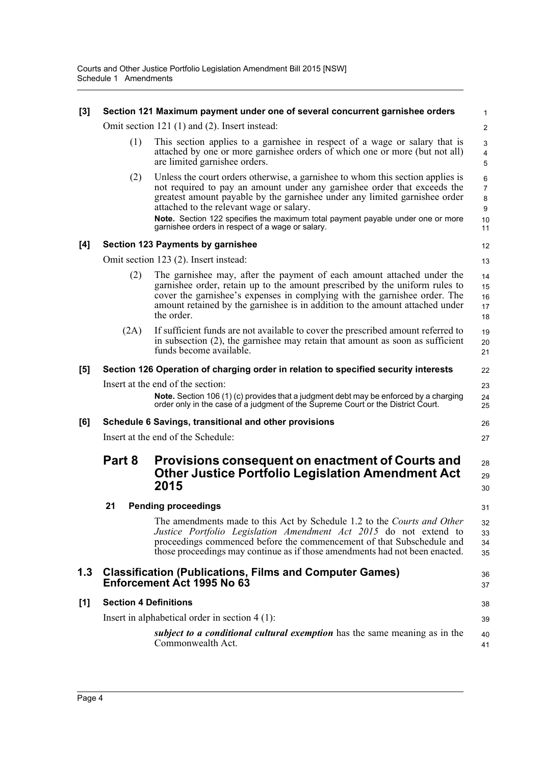**[3] Section 121 Maximum payment under one of several concurrent garnishee orders**

Omit section 121 (1) and (2). Insert instead:

(1) This section applies to a garnishee in respect of a wage or salary that is attached by one or more garnishee orders of which one or more (but not all) are limited garnishee orders.

(2) Unless the court orders otherwise, a garnishee to whom this section applies is not required to pay an amount under any garnishee order that exceeds the greatest amount payable by the garnishee under any limited garnishee order attached to the relevant wage or salary.

**Note.** Section 122 specifies the maximum total payment payable under one or more garnishee orders in respect of a wage or salary.

**[4] Section 123 Payments by garnishee**

Omit section 123 (2). Insert instead:

(2) The garnishee may, after the payment of each amount attached under the garnishee order, retain up to the amount prescribed by the uniform rules to cover the garnishee's expenses in complying with the garnishee order. The amount retained by the garnishee is in addition to the amount attached under the order.

(2A) If sufficient funds are not available to cover the prescribed amount referred to in subsection (2), the garnishee may retain that amount as soon as sufficient funds become available.

**[5] Section 126 Operation of charging order in relation to specified security interests**

Insert at the end of the section:

**Note.** Section 106 (1) (c) provides that a judgment debt may be enforced by a charging order only in the case of a judgment of the Supreme Court or the District Court.

**[6] Schedule 6 Savings, transitional and other provisions**

Insert at the end of the Schedule:

## Part 8 Provisions consequent on enactment of Courts and Other Justice Portfolio Legislation Amendment Act 2015

**21 Pending proceedings**

The amendments made to this Act by Schedule 1.2 to the *Courts and Other Justice Portfolio Legislation Amendment Act 2015* do not extend to proceedings commenced before the commencement of that Subschedule and those proceedings may continue as if those amendments had not been enacted.

## 1.3 Classification (Publications, Films and Computer Games) Enforcement Act 1995 No 63

**[1] Section 4 Definitions**

Insert in alphabetical order in section 4 (1):

***subject to a conditional cultural exemption*** has the same meaning as in the Commonwealth Act.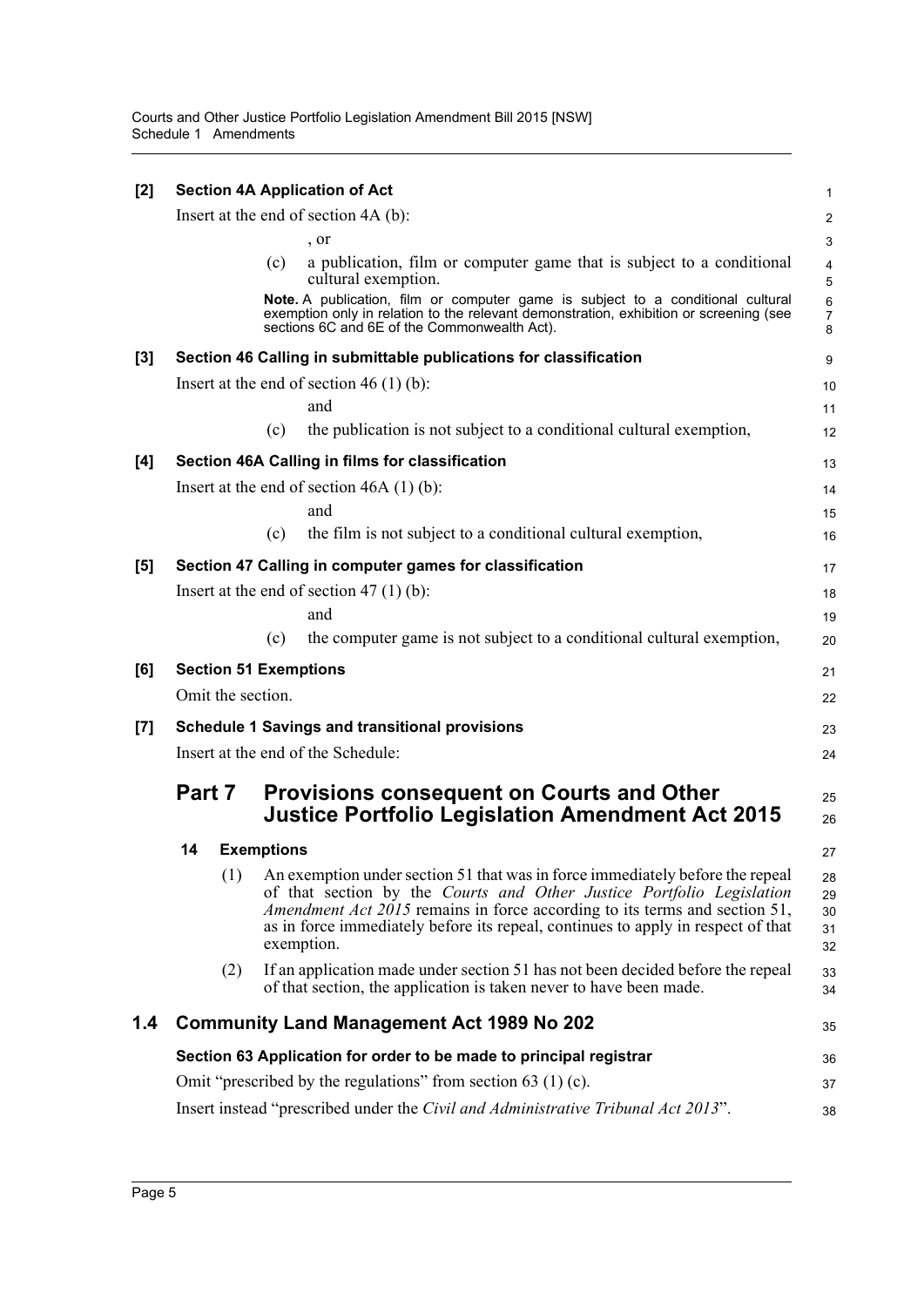**[2] Section 4A Application of Act**

Insert at the end of section 4A (b):

, or

(c) a publication, film or computer game that is subject to a conditional cultural exemption.

**Note.** A publication, film or computer game is subject to a conditional cultural exemption only in relation to the relevant demonstration, exhibition or screening (see sections 6C and 6E of the Commonwealth Act).

**[3] Section 46 Calling in submittable publications for classification**

Insert at the end of section 46 (1) (b):

and

(c) the publication is not subject to a conditional cultural exemption,

**[4] Section 46A Calling in films for classification**

Insert at the end of section 46A (1) (b):

and

(c) the film is not subject to a conditional cultural exemption,

**[5] Section 47 Calling in computer games for classification**

Insert at the end of section 47 (1) (b):

and

(c) the computer game is not subject to a conditional cultural exemption,

**[6] Section 51 Exemptions**

Omit the section.

**[7] Schedule 1 Savings and transitional provisions**

Insert at the end of the Schedule:

## Part 7 Provisions consequent on Courts and Other Justice Portfolio Legislation Amendment Act 2015

**14 Exemptions**

(1) An exemption under section 51 that was in force immediately before the repeal of that section by the *Courts and Other Justice Portfolio Legislation Amendment Act 2015* remains in force according to its terms and section 51, as in force immediately before its repeal, continues to apply in respect of that exemption.

(2) If an application made under section 51 has not been decided before the repeal of that section, the application is taken never to have been made.

## 1.4 Community Land Management Act 1989 No 202

**Section 63 Application for order to be made to principal registrar**

Omit "prescribed by the regulations" from section 63 (1) (c).

Insert instead "prescribed under the *Civil and Administrative Tribunal Act 2013*".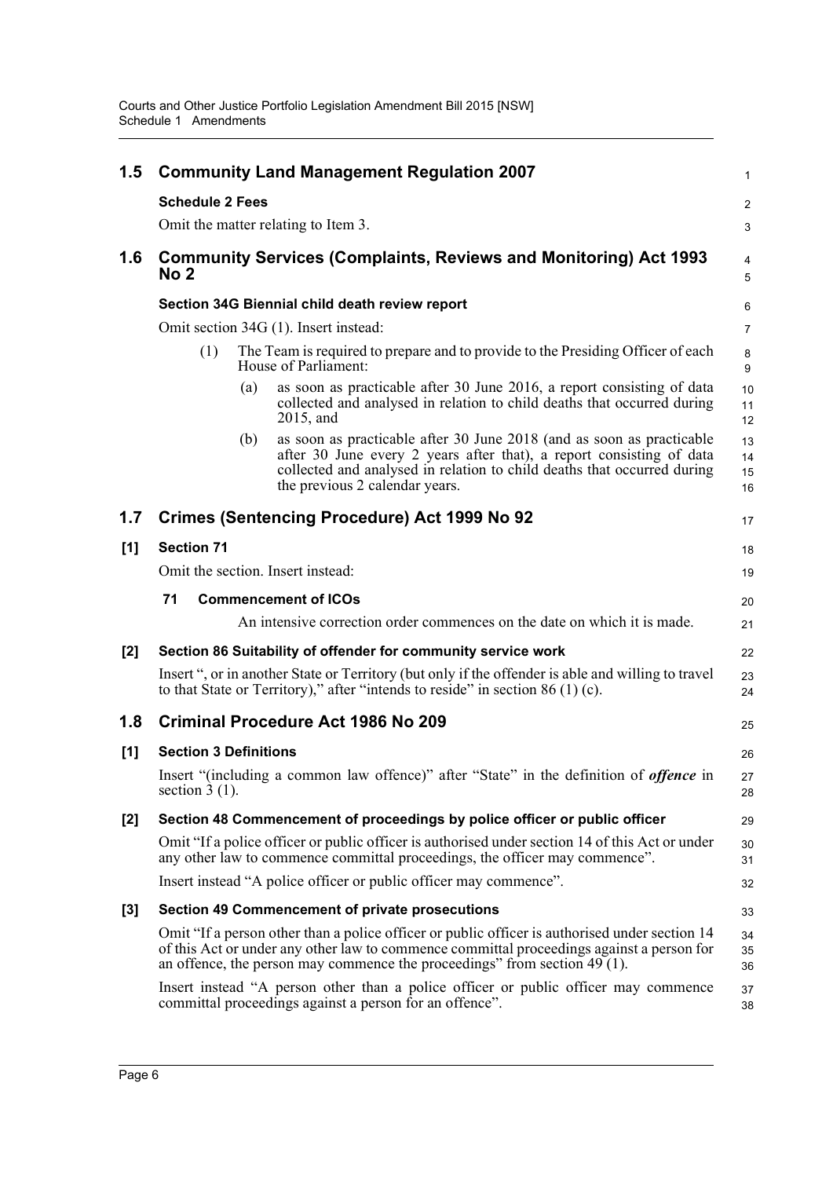## 1.5 Community Land Management Regulation 2007

### Schedule 2 Fees

Omit the matter relating to Item 3.

## 1.6 Community Services (Complaints, Reviews and Monitoring) Act 1993 No 2

### Section 34G Biennial child death review report

Omit section 34G (1). Insert instead:

(1) The Team is required to prepare and to provide to the Presiding Officer of each House of Parliament:

(a) as soon as practicable after 30 June 2016, a report consisting of data collected and analysed in relation to child deaths that occurred during 2015, and

(b) as soon as practicable after 30 June 2018 (and as soon as practicable after 30 June every 2 years after that), a report consisting of data collected and analysed in relation to child deaths that occurred during the previous 2 calendar years.

## 1.7 Crimes (Sentencing Procedure) Act 1999 No 92

### [1] Section 71

Omit the section. Insert instead:

**71 Commencement of ICOs**

An intensive correction order commences on the date on which it is made.

### [2] Section 86 Suitability of offender for community service work

Insert ", or in another State or Territory (but only if the offender is able and willing to travel to that State or Territory)," after "intends to reside" in section 86 (1) (c).

## 1.8 Criminal Procedure Act 1986 No 209

### [1] Section 3 Definitions

Insert "(including a common law offence)" after "State" in the definition of ***offence*** in section 3 (1).

### [2] Section 48 Commencement of proceedings by police officer or public officer

Omit "If a police officer or public officer is authorised under section 14 of this Act or under any other law to commence committal proceedings, the officer may commence".

Insert instead "A police officer or public officer may commence".

### [3] Section 49 Commencement of private prosecutions

Omit "If a person other than a police officer or public officer is authorised under section 14 of this Act or under any other law to commence committal proceedings against a person for an offence, the person may commence the proceedings" from section 49 (1).

Insert instead "A person other than a police officer or public officer may commence committal proceedings against a person for an offence".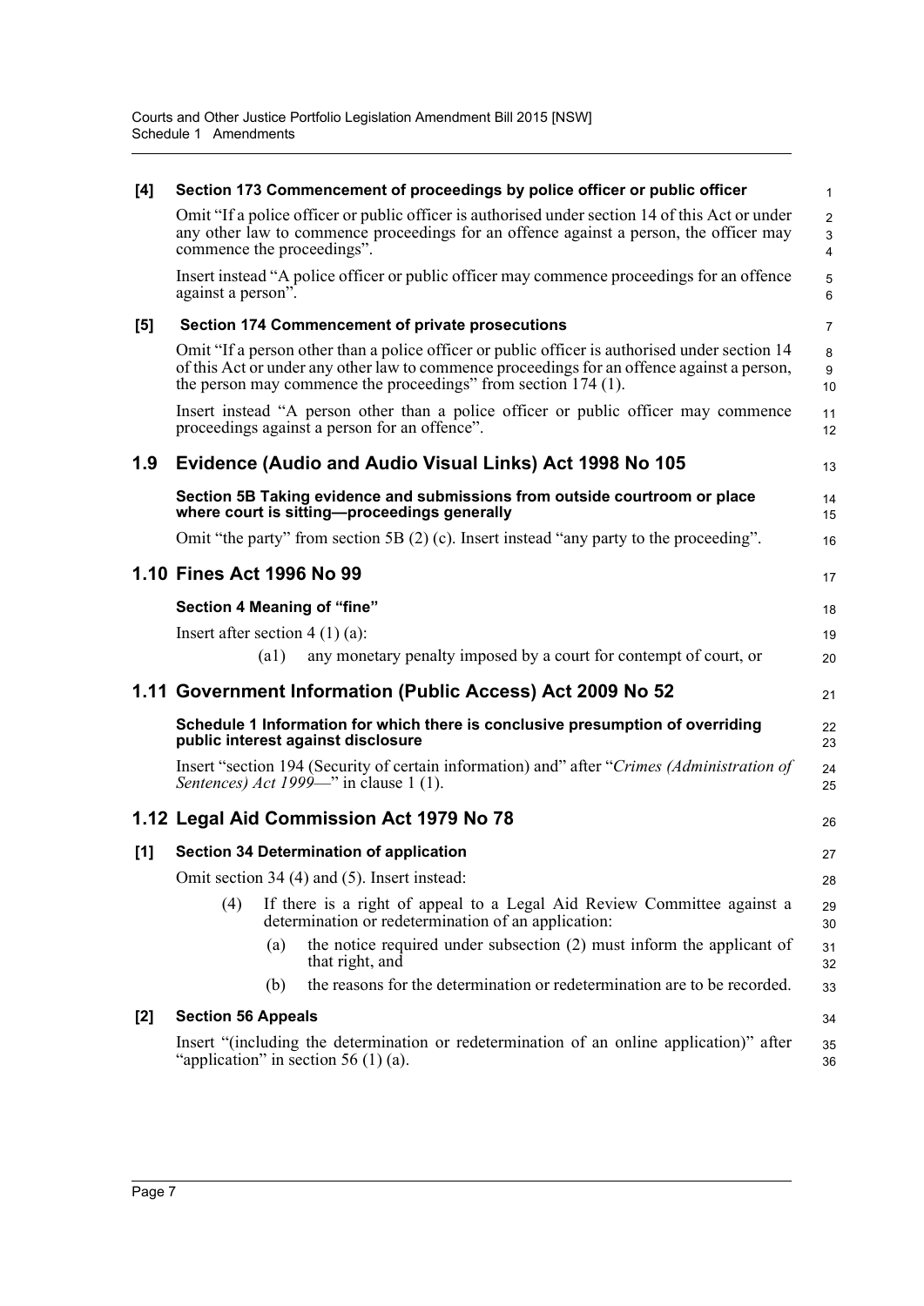**[4] Section 173 Commencement of proceedings by police officer or public officer**

Omit "If a police officer or public officer is authorised under section 14 of this Act or under any other law to commence proceedings for an offence against a person, the officer may commence the proceedings".

Insert instead "A police officer or public officer may commence proceedings for an offence against a person".

**[5] Section 174 Commencement of private prosecutions**

Omit "If a person other than a police officer or public officer is authorised under section 14 of this Act or under any other law to commence proceedings for an offence against a person, the person may commence the proceedings" from section 174 (1).

Insert instead "A person other than a police officer or public officer may commence proceedings against a person for an offence".

## 1.9 Evidence (Audio and Audio Visual Links) Act 1998 No 105

**Section 5B Taking evidence and submissions from outside courtroom or place where court is sitting—proceedings generally**

Omit "the party" from section 5B (2) (c). Insert instead "any party to the proceeding".

## 1.10 Fines Act 1996 No 99

**Section 4 Meaning of "fine"**

Insert after section 4 (1) (a):

> (a1) any monetary penalty imposed by a court for contempt of court, or

## 1.11 Government Information (Public Access) Act 2009 No 52

**Schedule 1 Information for which there is conclusive presumption of overriding public interest against disclosure**

Insert "section 194 (Security of certain information) and" after "*Crimes (Administration of Sentences) Act 1999*—" in clause 1 (1).

## 1.12 Legal Aid Commission Act 1979 No 78

**[1] Section 34 Determination of application**

Omit section 34 (4) and (5). Insert instead:

> (4) If there is a right of appeal to a Legal Aid Review Committee against a determination or redetermination of an application:
>
> (a) the notice required under subsection (2) must inform the applicant of that right, and
>
> (b) the reasons for the determination or redetermination are to be recorded.

**[2] Section 56 Appeals**

Insert "(including the determination or redetermination of an online application)" after "application" in section 56 (1) (a).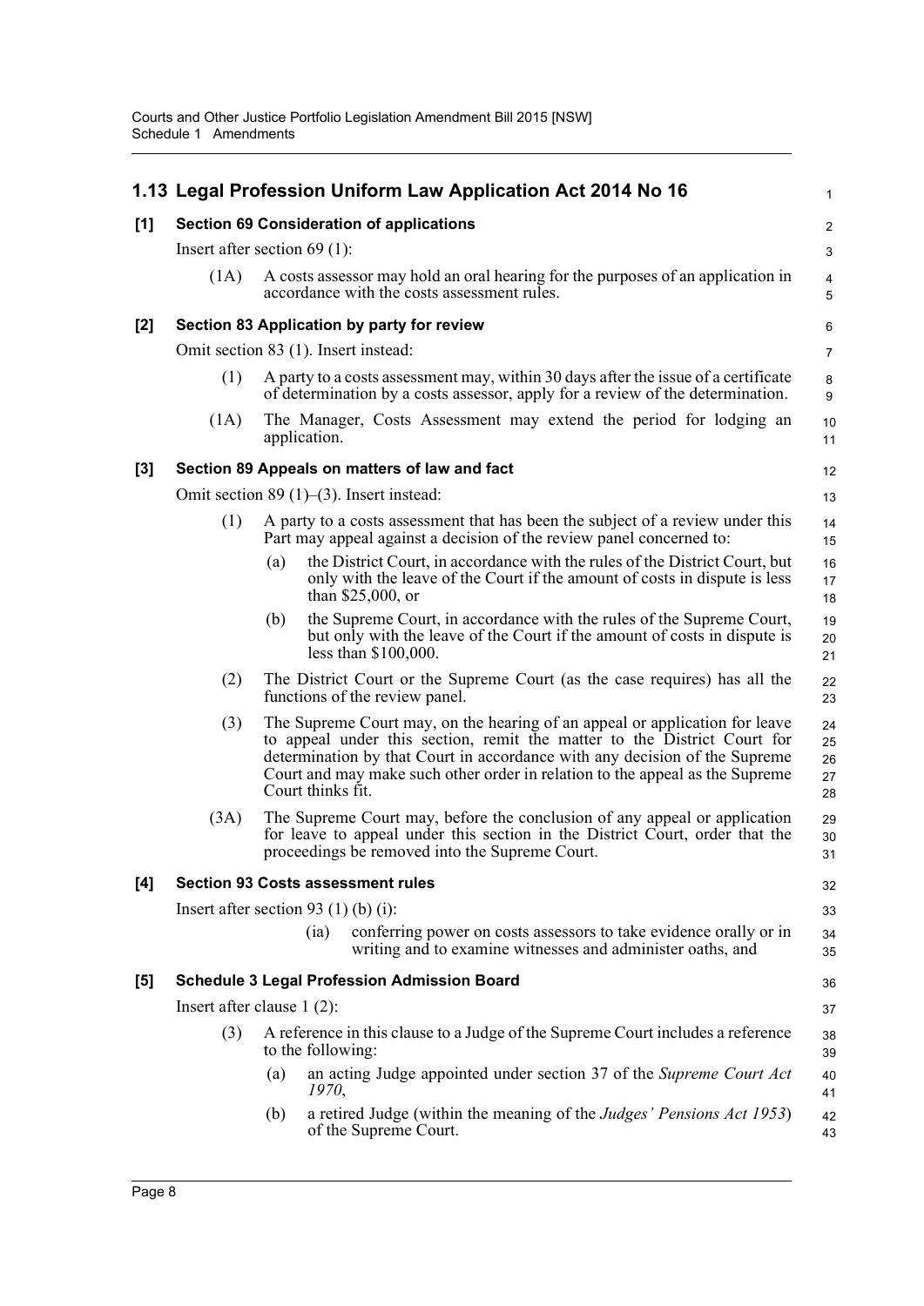## 1.13 Legal Profession Uniform Law Application Act 2014 No 16

**[1] Section 69 Consideration of applications**

Insert after section 69 (1):

(1A) A costs assessor may hold an oral hearing for the purposes of an application in accordance with the costs assessment rules.

**[2] Section 83 Application by party for review**

Omit section 83 (1). Insert instead:

(1) A party to a costs assessment may, within 30 days after the issue of a certificate of determination by a costs assessor, apply for a review of the determination.

(1A) The Manager, Costs Assessment may extend the period for lodging an application.

**[3] Section 89 Appeals on matters of law and fact**

Omit section 89 (1)–(3). Insert instead:

(1) A party to a costs assessment that has been the subject of a review under this Part may appeal against a decision of the review panel concerned to:

(a) the District Court, in accordance with the rules of the District Court, but only with the leave of the Court if the amount of costs in dispute is less than $25,000, or

(b) the Supreme Court, in accordance with the rules of the Supreme Court, but only with the leave of the Court if the amount of costs in dispute is less than $100,000.

(2) The District Court or the Supreme Court (as the case requires) has all the functions of the review panel.

(3) The Supreme Court may, on the hearing of an appeal or application for leave to appeal under this section, remit the matter to the District Court for determination by that Court in accordance with any decision of the Supreme Court and may make such other order in relation to the appeal as the Supreme Court thinks fit.

(3A) The Supreme Court may, before the conclusion of any appeal or application for leave to appeal under this section in the District Court, order that the proceedings be removed into the Supreme Court.

**[4] Section 93 Costs assessment rules**

Insert after section 93 (1) (b) (i):

(ia) conferring power on costs assessors to take evidence orally or in writing and to examine witnesses and administer oaths, and

**[5] Schedule 3 Legal Profession Admission Board**

Insert after clause 1 (2):

(3) A reference in this clause to a Judge of the Supreme Court includes a reference to the following:

(a) an acting Judge appointed under section 37 of the *Supreme Court Act 1970*,

(b) a retired Judge (within the meaning of the *Judges' Pensions Act 1953*) of the Supreme Court.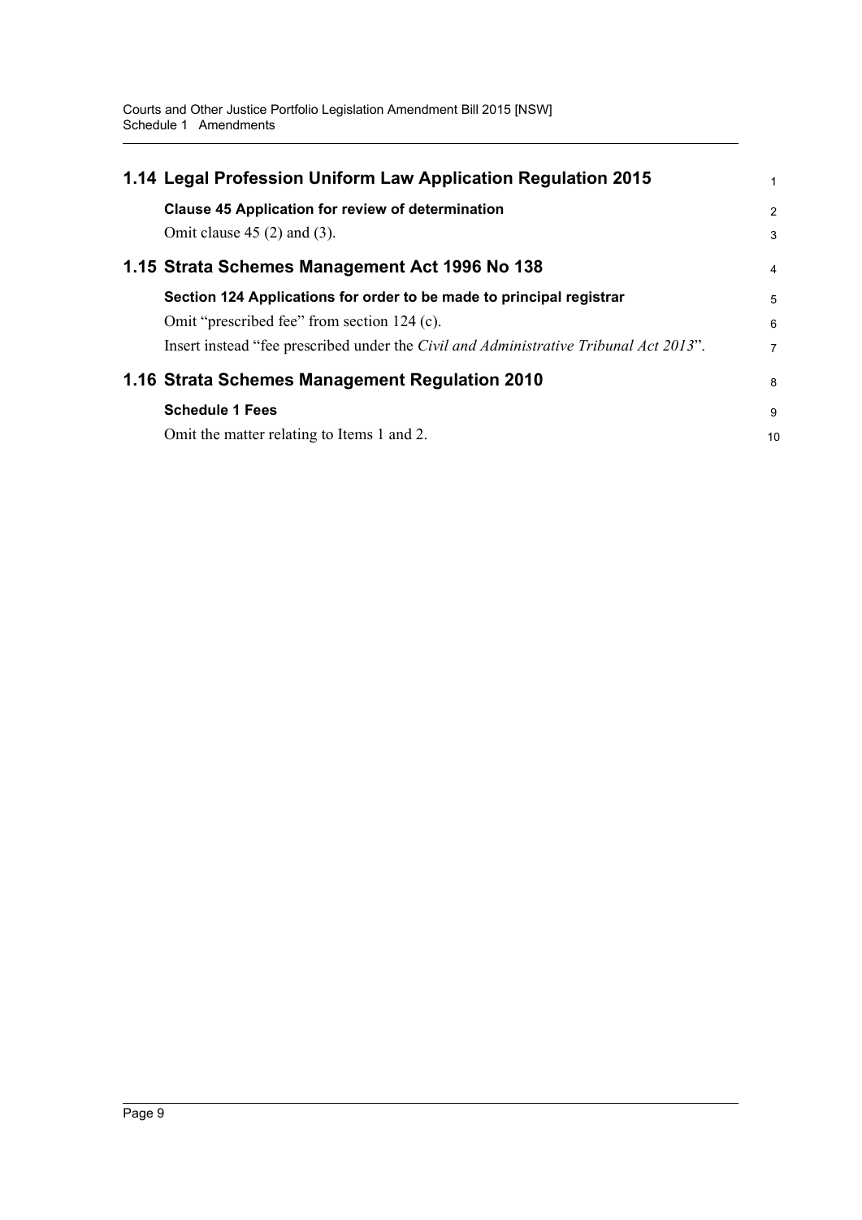## 1.14 Legal Profession Uniform Law Application Regulation 2015

**Clause 45 Application for review of determination**

Omit clause 45 (2) and (3).

## 1.15 Strata Schemes Management Act 1996 No 138

**Section 124 Applications for order to be made to principal registrar**

Omit "prescribed fee" from section 124 (c).

Insert instead "fee prescribed under the *Civil and Administrative Tribunal Act 2013*".

## 1.16 Strata Schemes Management Regulation 2010

**Schedule 1 Fees**

Omit the matter relating to Items 1 and 2.